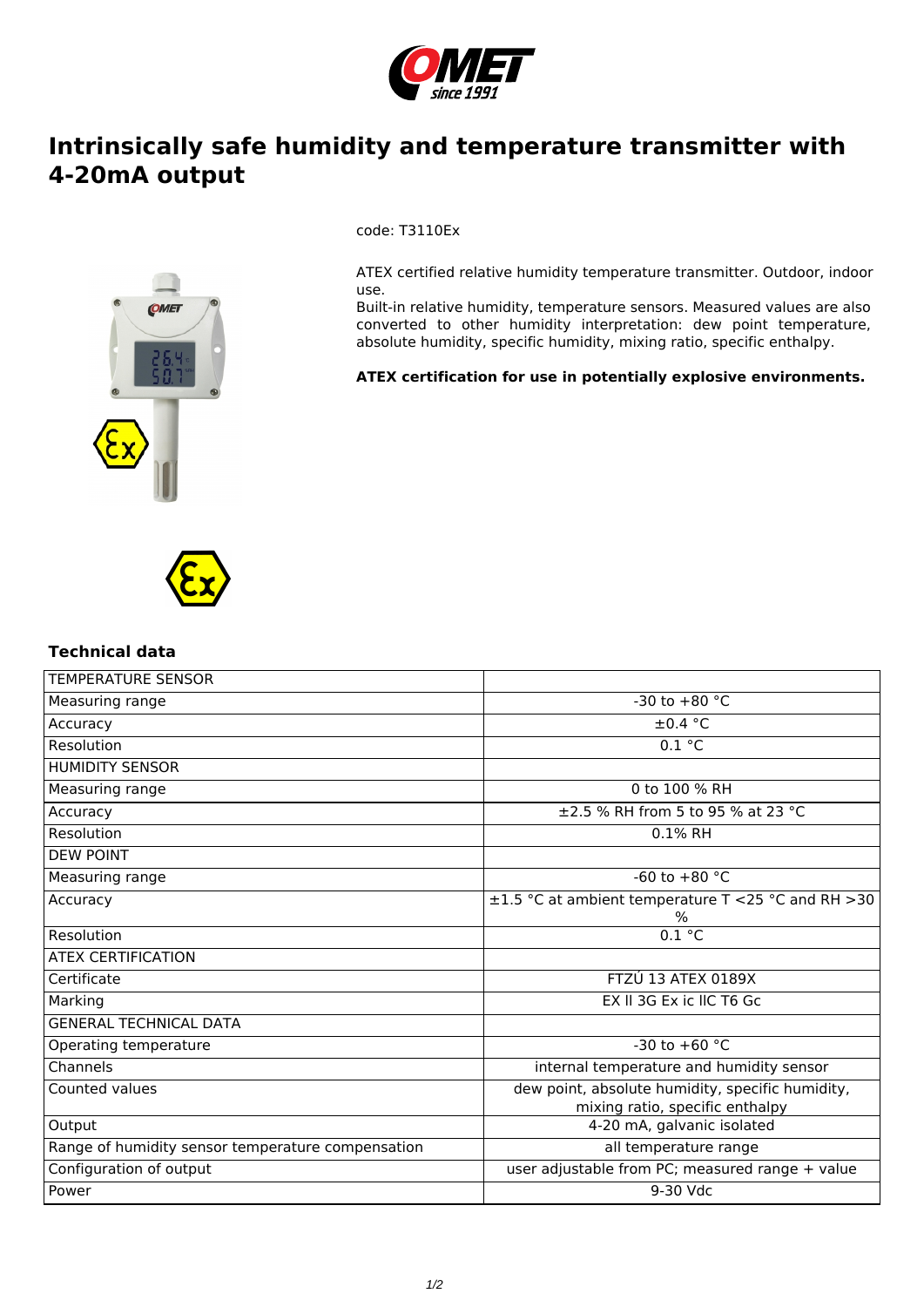# Intrinsically safe humidity and temperature transmitter with 4-20mA output

code: T3110Ex

ATEX certified relative humidity temperature transmitter. Outdoor, indoor use.
Built-in relative humidity, temperature sensors. Measured values are also converted to other humidity interpretation: dew point temperature, absolute humidity, specific humidity, mixing ratio, specific enthalpy.

**ATEX certification for use in potentially explosive environments.**

## Technical data

| TEMPERATURE SENSOR | |
|---|---|
| Measuring range | -30 to +80 °C |
| Accuracy | ±0.4 °C |
| Resolution | 0.1 °C |
| HUMIDITY SENSOR | |
| Measuring range | 0 to 100 % RH |
| Accuracy | ±2.5 % RH from 5 to 95 % at 23 °C |
| Resolution | 0.1% RH |
| DEW POINT | |
| Measuring range | -60 to +80 °C |
| Accuracy | ±1.5 °C at ambient temperature T <25 °C and RH >30 % |
| Resolution | 0.1 °C |
| ATEX CERTIFICATION | |
| Certificate | FTZÚ 13 ATEX 0189X |
| Marking | EX II 3G Ex ic IIC T6 Gc |
| GENERAL TECHNICAL DATA | |
| Operating temperature | -30 to +60 °C |
| Channels | internal temperature and humidity sensor |
| Counted values | dew point, absolute humidity, specific humidity, mixing ratio, specific enthalpy |
| Output | 4-20 mA, galvanic isolated |
| Range of humidity sensor temperature compensation | all temperature range |
| Configuration of output | user adjustable from PC; measured range + value |
| Power | 9-30 Vdc |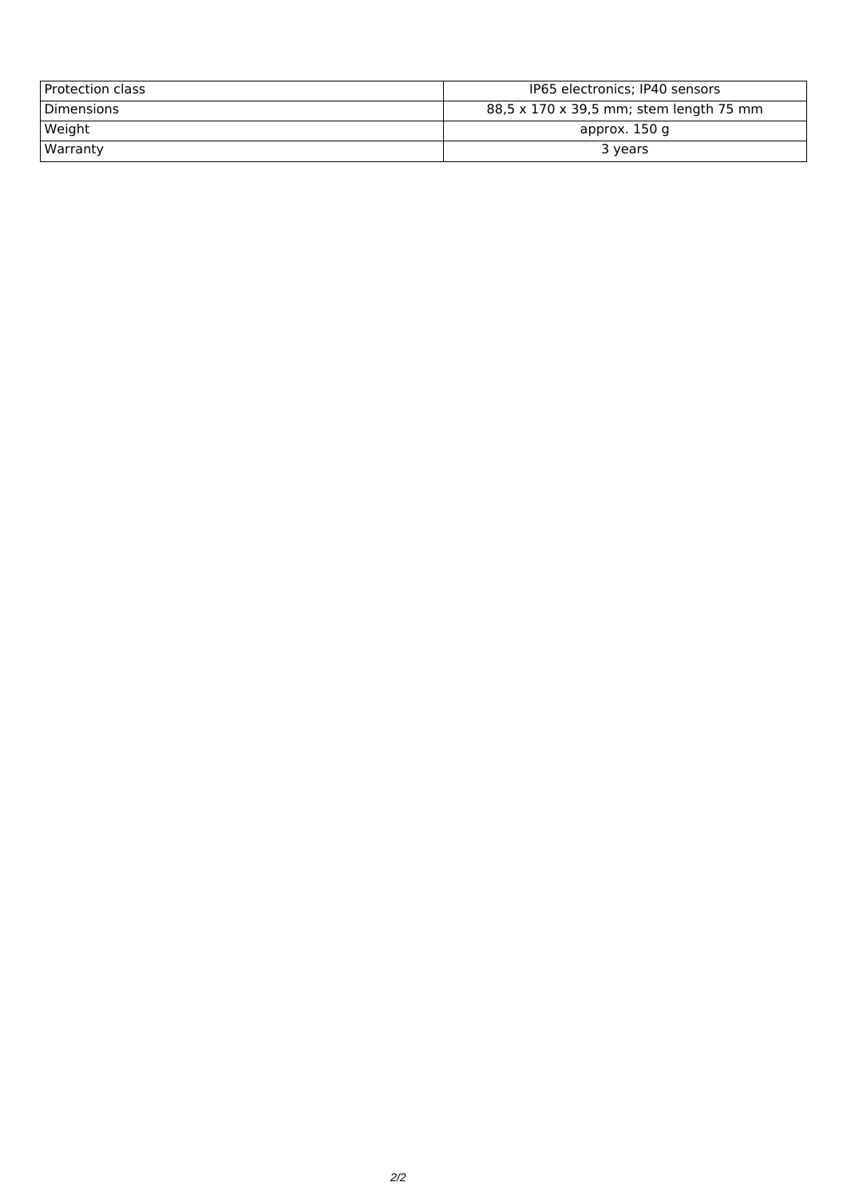| | |
|---|---|
| Protection class | IP65 electronics; IP40 sensors |
| Dimensions | 88,5 x 170 x 39,5 mm; stem length 75 mm |
| Weight | approx. 150 g |
| Warranty | 3 years |